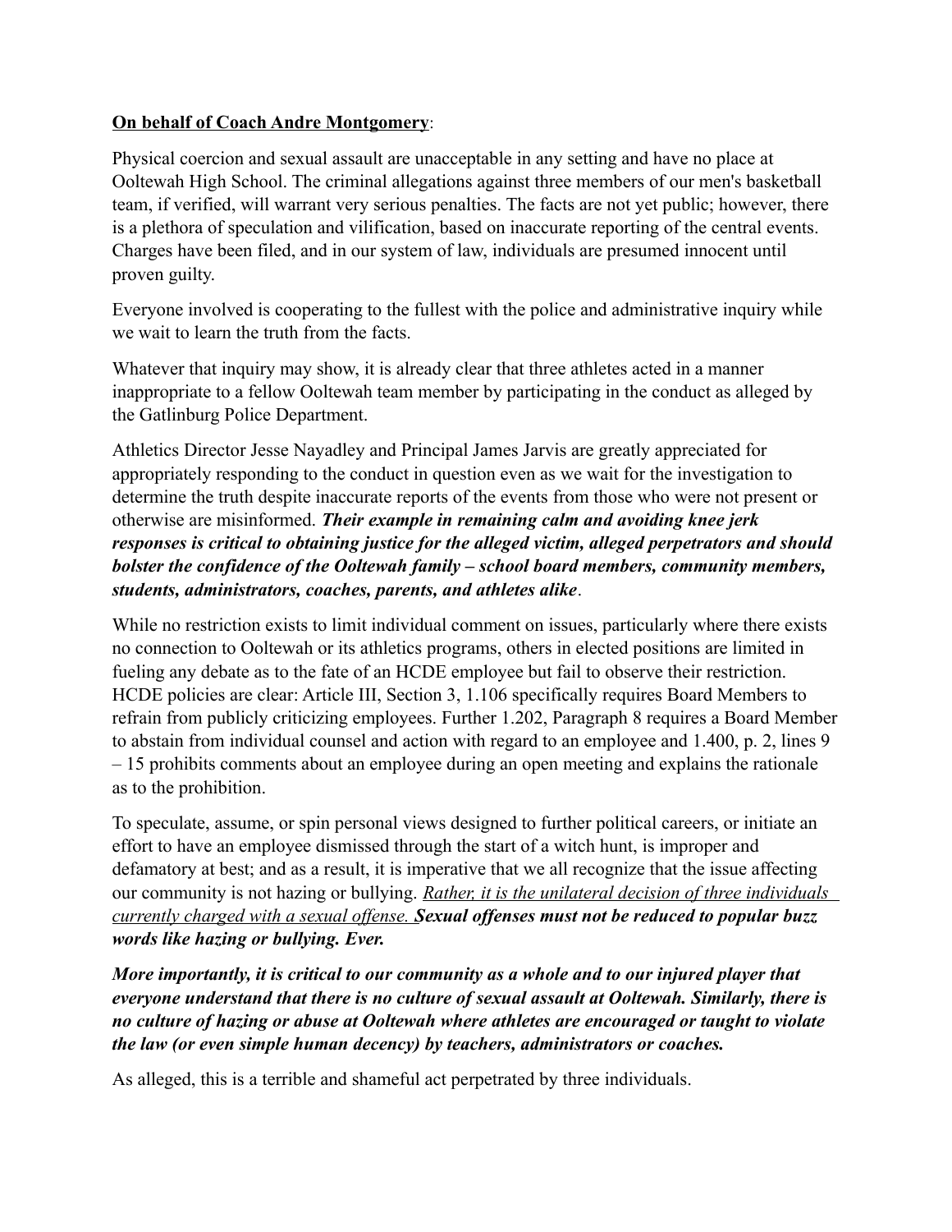**<u>On behalf of Coach Andre Montgomery</u>**:

Physical coercion and sexual assault are unacceptable in any setting and have no place at Ooltewah High School. The criminal allegations against three members of our men's basketball team, if verified, will warrant very serious penalties. The facts are not yet public; however, there is a plethora of speculation and vilification, based on inaccurate reporting of the central events. Charges have been filed, and in our system of law, individuals are presumed innocent until proven guilty.

Everyone involved is cooperating to the fullest with the police and administrative inquiry while we wait to learn the truth from the facts.

Whatever that inquiry may show, it is already clear that three athletes acted in a manner inappropriate to a fellow Ooltewah team member by participating in the conduct as alleged by the Gatlinburg Police Department.

Athletics Director Jesse Nayadley and Principal James Jarvis are greatly appreciated for appropriately responding to the conduct in question even as we wait for the investigation to determine the truth despite inaccurate reports of the events from those who were not present or otherwise are misinformed. ***Their example in remaining calm and avoiding knee jerk responses is critical to obtaining justice for the alleged victim, alleged perpetrators and should bolster the confidence of the Ooltewah family – school board members, community members, students, administrators, coaches, parents, and athletes alike***.

While no restriction exists to limit individual comment on issues, particularly where there exists no connection to Ooltewah or its athletics programs, others in elected positions are limited in fueling any debate as to the fate of an HCDE employee but fail to observe their restriction. HCDE policies are clear: Article III, Section 3, 1.106 specifically requires Board Members to refrain from publicly criticizing employees. Further 1.202, Paragraph 8 requires a Board Member to abstain from individual counsel and action with regard to an employee and 1.400, p. 2, lines 9 – 15 prohibits comments about an employee during an open meeting and explains the rationale as to the prohibition.

To speculate, assume, or spin personal views designed to further political careers, or initiate an effort to have an employee dismissed through the start of a witch hunt, is improper and defamatory at best; and as a result, it is imperative that we all recognize that the issue affecting our community is not hazing or bullying. *<u>Rather, it is the unilateral decision of three individuals currently charged with a sexual offense.</u>* ***Sexual offenses must not be reduced to popular buzz words like hazing or bullying. Ever.***

***More importantly, it is critical to our community as a whole and to our injured player that everyone understand that there is no culture of sexual assault at Ooltewah. Similarly, there is no culture of hazing or abuse at Ooltewah where athletes are encouraged or taught to violate the law (or even simple human decency) by teachers, administrators or coaches.***

As alleged, this is a terrible and shameful act perpetrated by three individuals.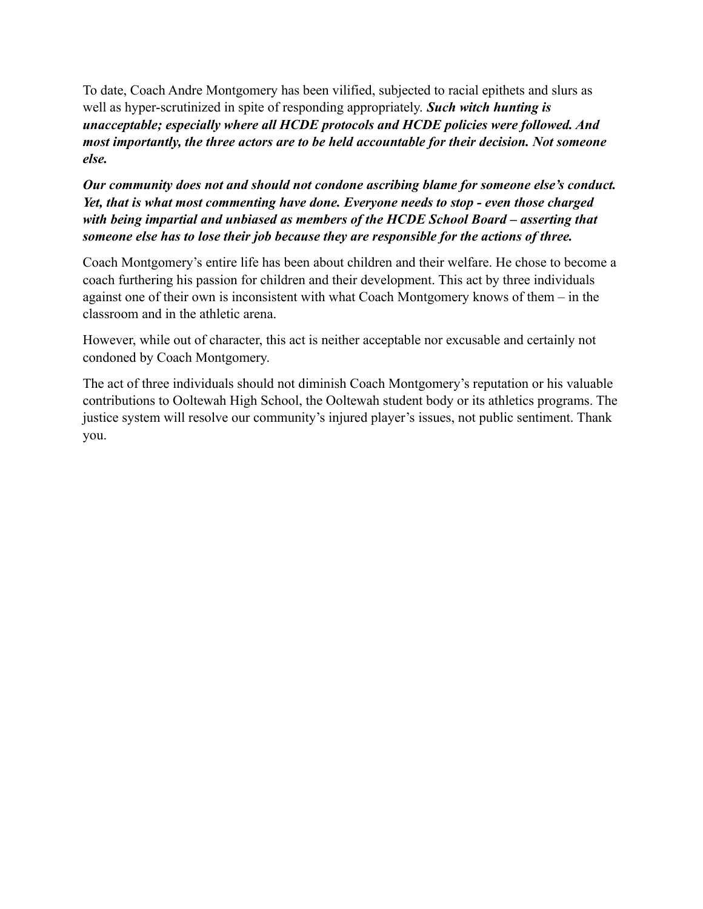To date, Coach Andre Montgomery has been vilified, subjected to racial epithets and slurs as well as hyper-scrutinized in spite of responding appropriately. ***Such witch hunting is unacceptable; especially where all HCDE protocols and HCDE policies were followed. And most importantly, the three actors are to be held accountable for their decision. Not someone else.***

***Our community does not and should not condone ascribing blame for someone else's conduct. Yet, that is what most commenting have done. Everyone needs to stop - even those charged with being impartial and unbiased as members of the HCDE School Board – asserting that someone else has to lose their job because they are responsible for the actions of three.***

Coach Montgomery's entire life has been about children and their welfare. He chose to become a coach furthering his passion for children and their development. This act by three individuals against one of their own is inconsistent with what Coach Montgomery knows of them – in the classroom and in the athletic arena.

However, while out of character, this act is neither acceptable nor excusable and certainly not condoned by Coach Montgomery.

The act of three individuals should not diminish Coach Montgomery's reputation or his valuable contributions to Ooltewah High School, the Ooltewah student body or its athletics programs. The justice system will resolve our community's injured player's issues, not public sentiment. Thank you.